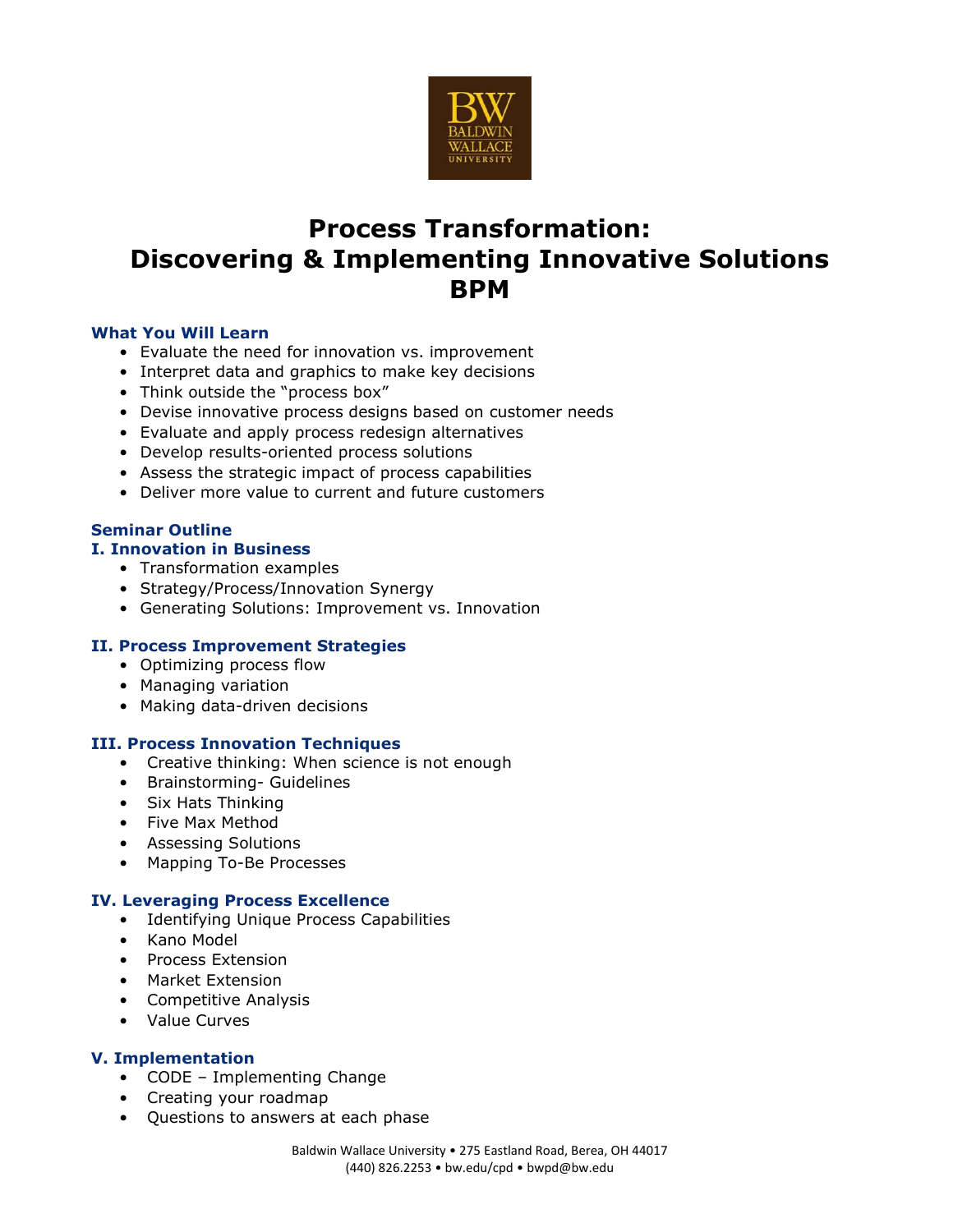# Process Transformation: Discovering & Implementing Innovative Solutions BPM

### What You Will Learn

- Evaluate the need for innovation vs. improvement
- Interpret data and graphics to make key decisions
- Think outside the "process box"
- Devise innovative process designs based on customer needs
- Evaluate and apply process redesign alternatives
- Develop results-oriented process solutions
- Assess the strategic impact of process capabilities
- Deliver more value to current and future customers

### Seminar Outline

### I. Innovation in Business

- Transformation examples
- Strategy/Process/Innovation Synergy
- Generating Solutions: Improvement vs. Innovation

### II. Process Improvement Strategies

- Optimizing process flow
- Managing variation
- Making data-driven decisions

### III. Process Innovation Techniques

- Creative thinking: When science is not enough
- Brainstorming- Guidelines
- Six Hats Thinking
- Five Max Method
- Assessing Solutions
- Mapping To-Be Processes

### IV. Leveraging Process Excellence

- Identifying Unique Process Capabilities
- Kano Model
- Process Extension
- Market Extension
- Competitive Analysis
- Value Curves

### V. Implementation

- CODE – Implementing Change
- Creating your roadmap
- Questions to answers at each phase

Baldwin Wallace University • 275 Eastland Road, Berea, OH 44017
(440) 826.2253 • bw.edu/cpd • bwpd@bw.edu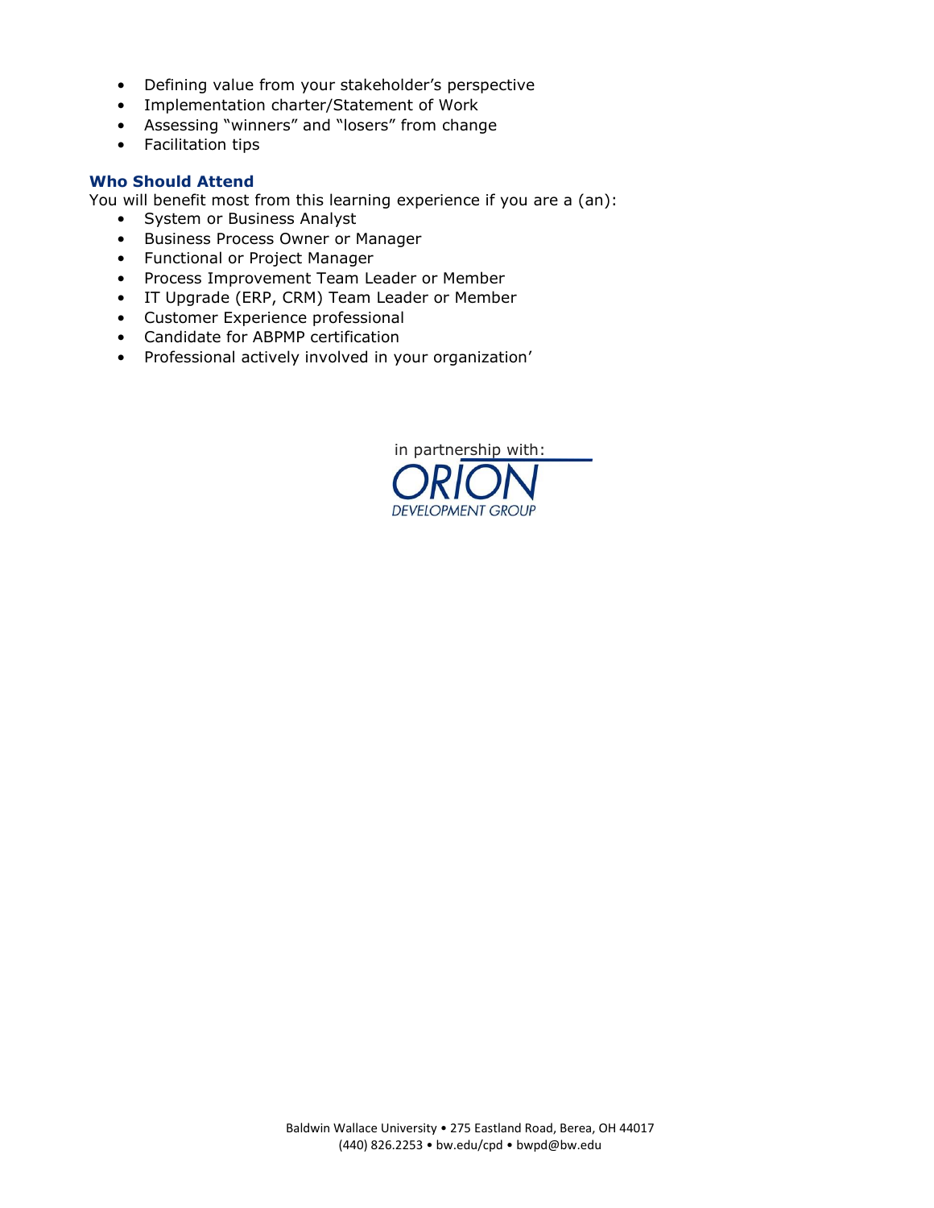- Defining value from your stakeholder’s perspective
- Implementation charter/Statement of Work
- Assessing “winners” and “losers” from change
- Facilitation tips

### Who Should Attend

You will benefit most from this learning experience if you are a (an):

- System or Business Analyst
- Business Process Owner or Manager
- Functional or Project Manager
- Process Improvement Team Leader or Member
- IT Upgrade (ERP, CRM) Team Leader or Member
- Customer Experience professional
- Candidate for ABPMP certification
- Professional actively involved in your organization’

in partnership with:

ORION
DEVELOPMENT GROUP

Baldwin Wallace University • 275 Eastland Road, Berea, OH 44017
(440) 826.2253 • bw.edu/cpd • bwpd@bw.edu